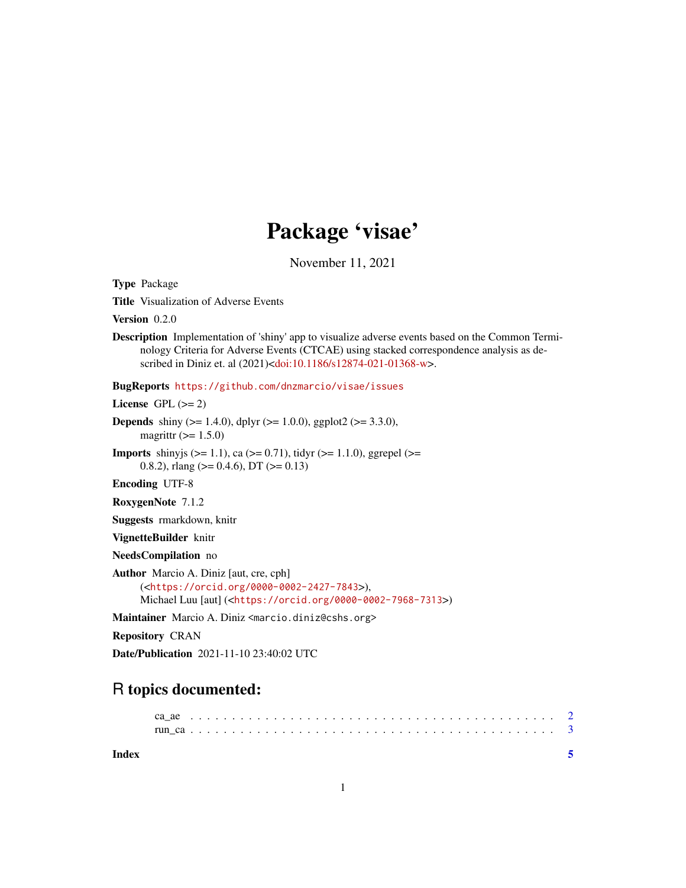# Package 'visae'

November 11, 2021

**Type** Package

**Title** Visualization of Adverse Events

**Version** 0.2.0

**Description** Implementation of 'shiny' app to visualize adverse events based on the Common Terminology Criteria for Adverse Events (CTCAE) using stacked correspondence analysis as described in Diniz et. al (2021)<doi:10.1186/s12874-021-01368-w>.

**BugReports** https://github.com/dnzmarcio/visae/issues

**License** GPL (>= 2)

**Depends** shiny (>= 1.4.0), dplyr (>= 1.0.0), ggplot2 (>= 3.3.0), magrittr (>= 1.5.0)

**Imports** shinyjs (>= 1.1), ca (>= 0.71), tidyr (>= 1.1.0), ggrepel (>= 0.8.2), rlang (>= 0.4.6), DT (>= 0.13)

**Encoding** UTF-8

**RoxygenNote** 7.1.2

**Suggests** rmarkdown, knitr

**VignetteBuilder** knitr

**NeedsCompilation** no

**Author** Marcio A. Diniz [aut, cre, cph] (<https://orcid.org/0000-0002-2427-7843>), Michael Luu [aut] (<https://orcid.org/0000-0002-7968-7313>)

**Maintainer** Marcio A. Diniz <marcio.diniz@cshs.org>

**Repository** CRAN

**Date/Publication** 2021-11-10 23:40:02 UTC

## R topics documented:

ca_ae . . . . . . . . . . . . . . . . . . . . . . . . . . . . . . . . . . . . . . . . . . 2
run_ca . . . . . . . . . . . . . . . . . . . . . . . . . . . . . . . . . . . . . . . . . 3

**Index** **5**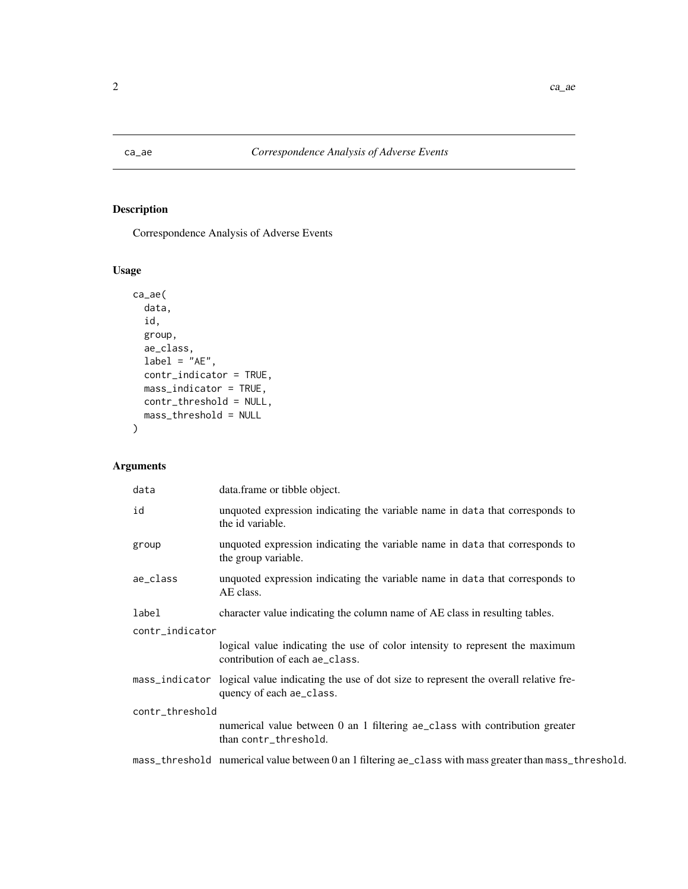ca_ae *Correspondence Analysis of Adverse Events*

## Description

Correspondence Analysis of Adverse Events

## Usage

```
ca_ae(
  data,
  id,
  group,
  ae_class,
  label = "AE",
  contr_indicator = TRUE,
  mass_indicator = TRUE,
  contr_threshold = NULL,
  mass_threshold = NULL
)
```

## Arguments

| | |
|---|---|
| data | data.frame or tibble object. |
| id | unquoted expression indicating the variable name in data that corresponds to the id variable. |
| group | unquoted expression indicating the variable name in data that corresponds to the group variable. |
| ae_class | unquoted expression indicating the variable name in data that corresponds to AE class. |
| label | character value indicating the column name of AE class in resulting tables. |
| contr_indicator | logical value indicating the use of color intensity to represent the maximum contribution of each ae_class. |
| mass_indicator | logical value indicating the use of dot size to represent the overall relative frequency of each ae_class. |
| contr_threshold | numerical value between 0 an 1 filtering ae_class with contribution greater than contr_threshold. |
| mass_threshold | numerical value between 0 an 1 filtering ae_class with mass greater than mass_threshold. |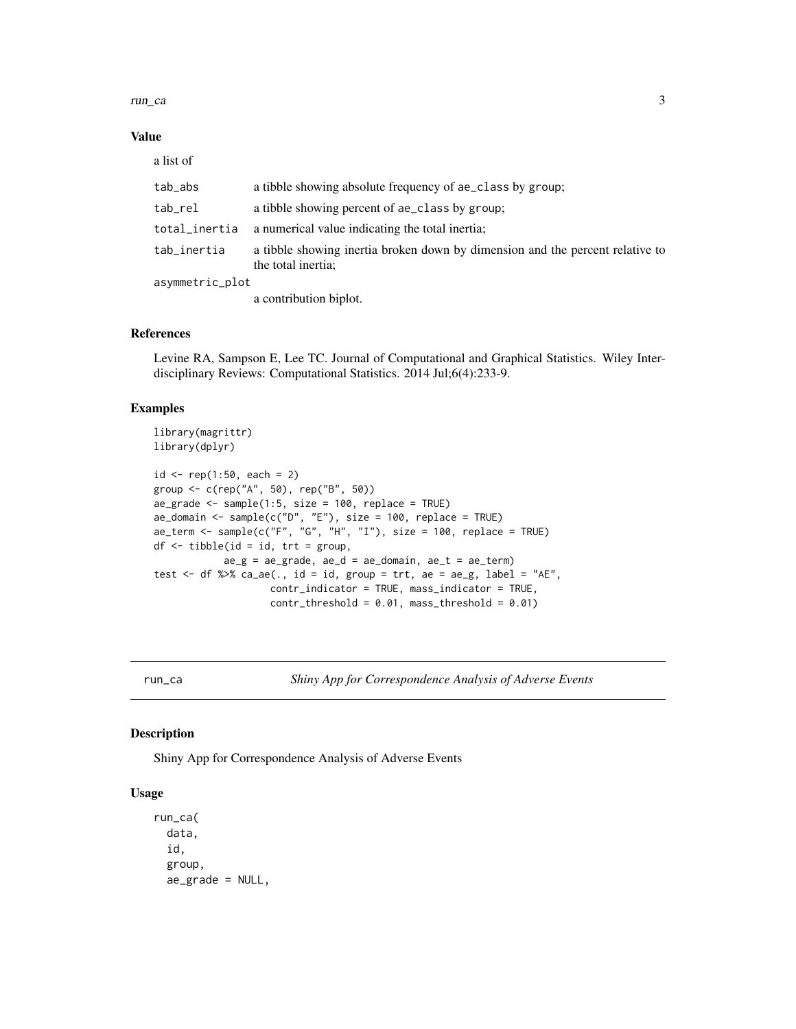### Value

a list of

| | |
|---|---|
| tab_abs | a tibble showing absolute frequency of ae_class by group; |
| tab_rel | a tibble showing percent of ae_class by group; |
| total_inertia | a numerical value indicating the total inertia; |
| tab_inertia | a tibble showing inertia broken down by dimension and the percent relative to the total inertia; |
| asymmetric_plot | a contribution biplot. |

### References

Levine RA, Sampson E, Lee TC. Journal of Computational and Graphical Statistics. Wiley Interdisciplinary Reviews: Computational Statistics. 2014 Jul;6(4):233-9.

### Examples

```
library(magrittr)
library(dplyr)

id <- rep(1:50, each = 2)
group <- c(rep("A", 50), rep("B", 50))
ae_grade <- sample(1:5, size = 100, replace = TRUE)
ae_domain <- sample(c("D", "E"), size = 100, replace = TRUE)
ae_term <- sample(c("F", "G", "H", "I"), size = 100, replace = TRUE)
df <- tibble(id = id, trt = group,
             ae_g = ae_grade, ae_d = ae_domain, ae_t = ae_term)
test <- df %>% ca_ae(., id = id, group = trt, ae = ae_g, label = "AE",
                     contr_indicator = TRUE, mass_indicator = TRUE,
                     contr_threshold = 0.01, mass_threshold = 0.01)
```

## run_ca — *Shiny App for Correspondence Analysis of Adverse Events*

### Description

Shiny App for Correspondence Analysis of Adverse Events

### Usage

```
run_ca(
  data,
  id,
  group,
  ae_grade = NULL,
```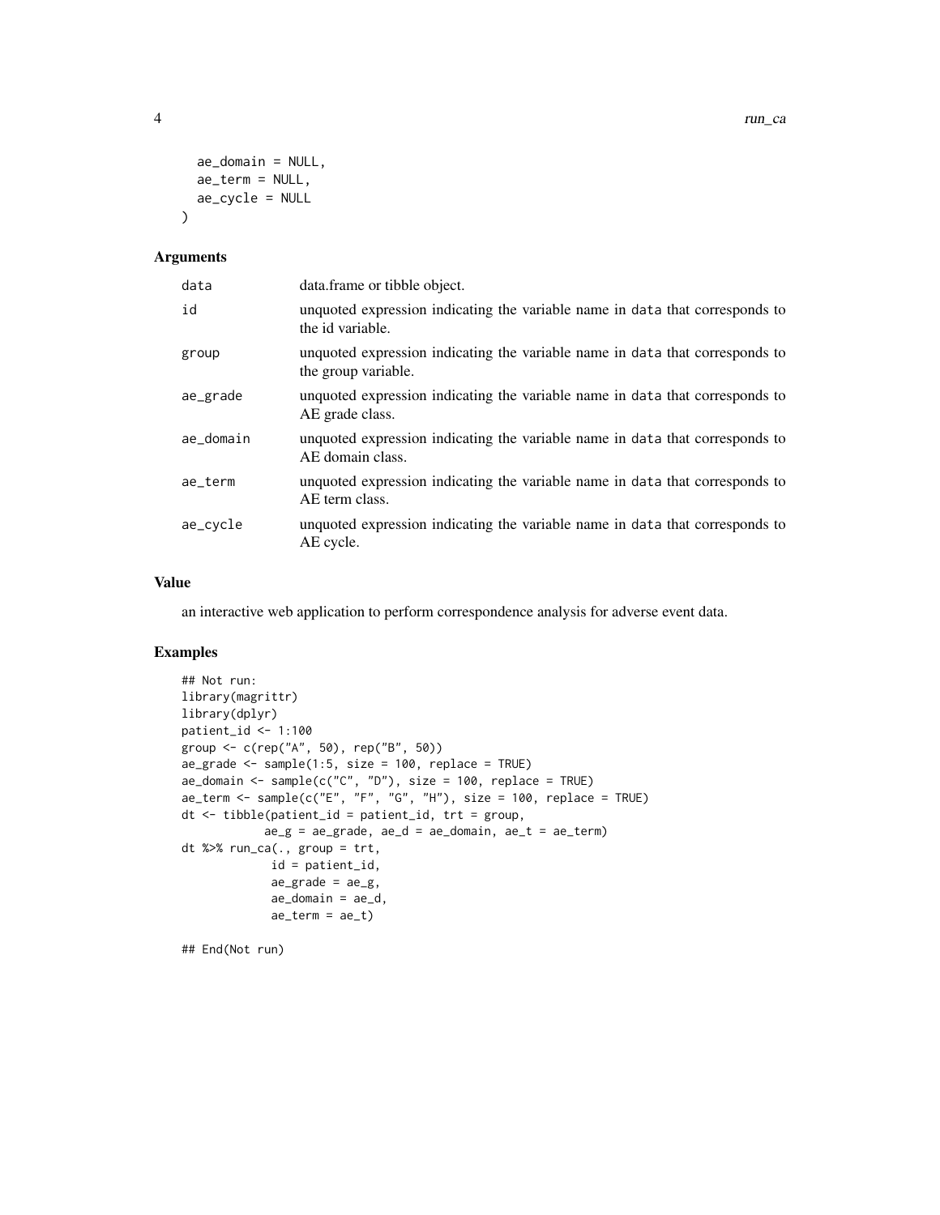```
  ae_domain = NULL,
  ae_term = NULL,
  ae_cycle = NULL
)
```

### Arguments

| | |
|---|---|
| data | data.frame or tibble object. |
| id | unquoted expression indicating the variable name in data that corresponds to the id variable. |
| group | unquoted expression indicating the variable name in data that corresponds to the group variable. |
| ae_grade | unquoted expression indicating the variable name in data that corresponds to AE grade class. |
| ae_domain | unquoted expression indicating the variable name in data that corresponds to AE domain class. |
| ae_term | unquoted expression indicating the variable name in data that corresponds to AE term class. |
| ae_cycle | unquoted expression indicating the variable name in data that corresponds to AE cycle. |

### Value

an interactive web application to perform correspondence analysis for adverse event data.

### Examples

```
## Not run:
library(magrittr)
library(dplyr)
patient_id <- 1:100
group <- c(rep("A", 50), rep("B", 50))
ae_grade <- sample(1:5, size = 100, replace = TRUE)
ae_domain <- sample(c("C", "D"), size = 100, replace = TRUE)
ae_term <- sample(c("E", "F", "G", "H"), size = 100, replace = TRUE)
dt <- tibble(patient_id = patient_id, trt = group,
             ae_g = ae_grade, ae_d = ae_domain, ae_t = ae_term)
dt %>% run_ca(., group = trt,
              id = patient_id,
              ae_grade = ae_g,
              ae_domain = ae_d,
              ae_term = ae_t)

## End(Not run)
```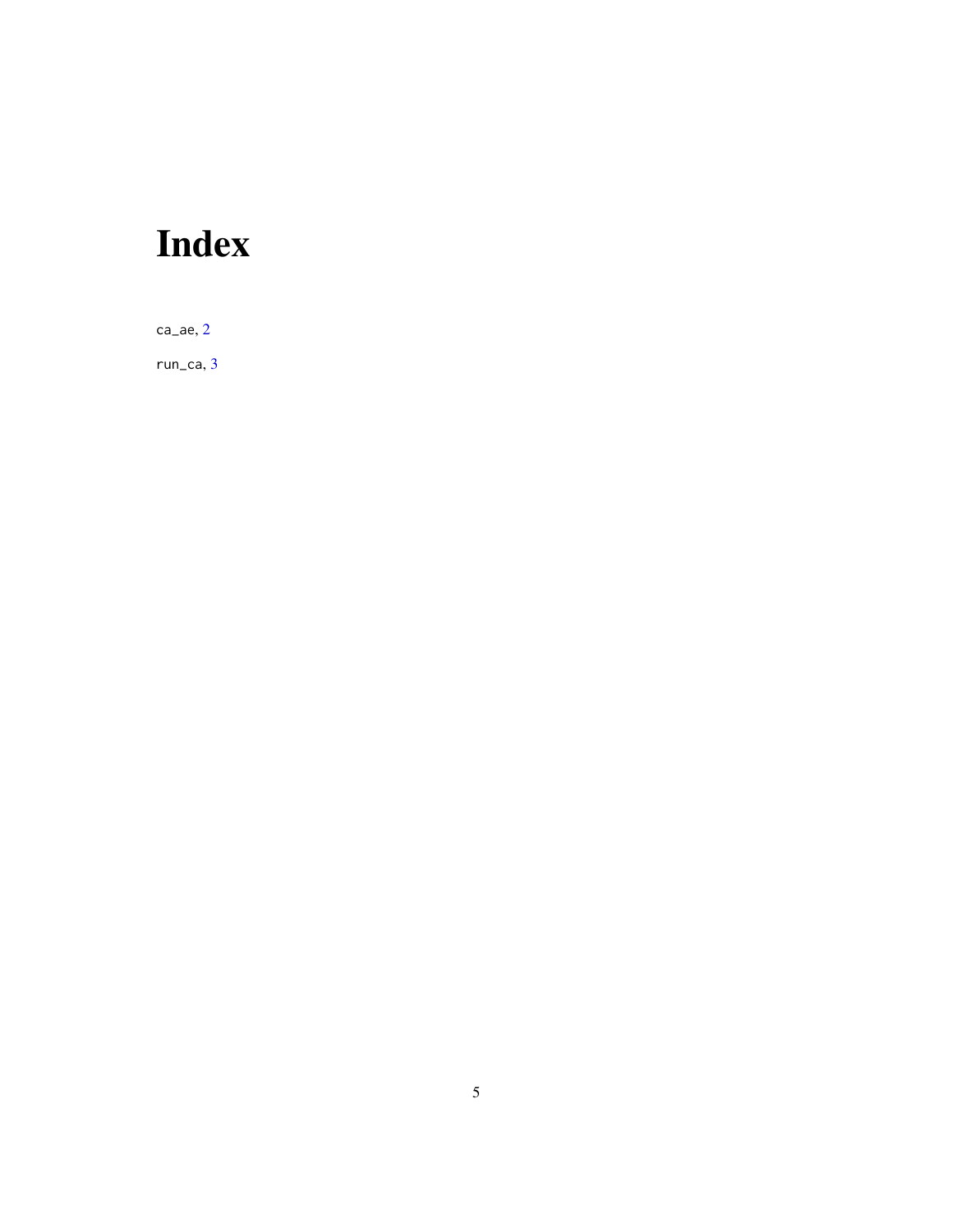# Index

ca_ae, 2

run_ca, 3